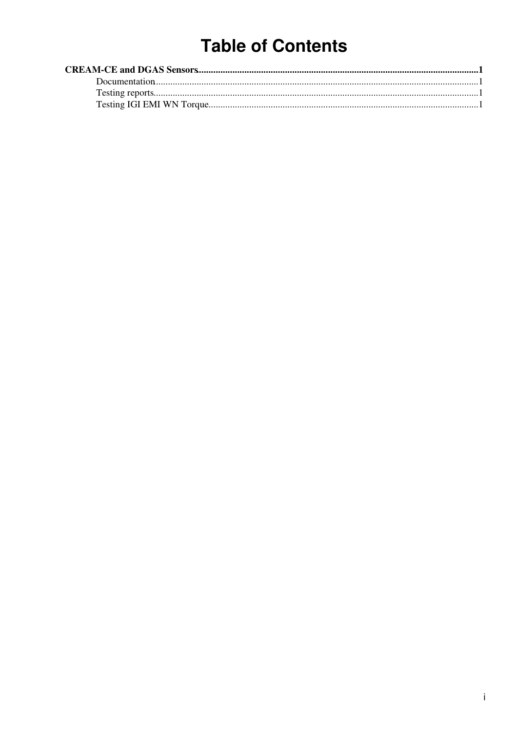# Table of Contents

**CREAM-CE and DGAS Sensors**......................................................................................................................**1**

- Documentation.......................................................................................................................1
- Testing reports.......................................................................................................................1
- Testing IGI EMI WN Torque.................................................................................................1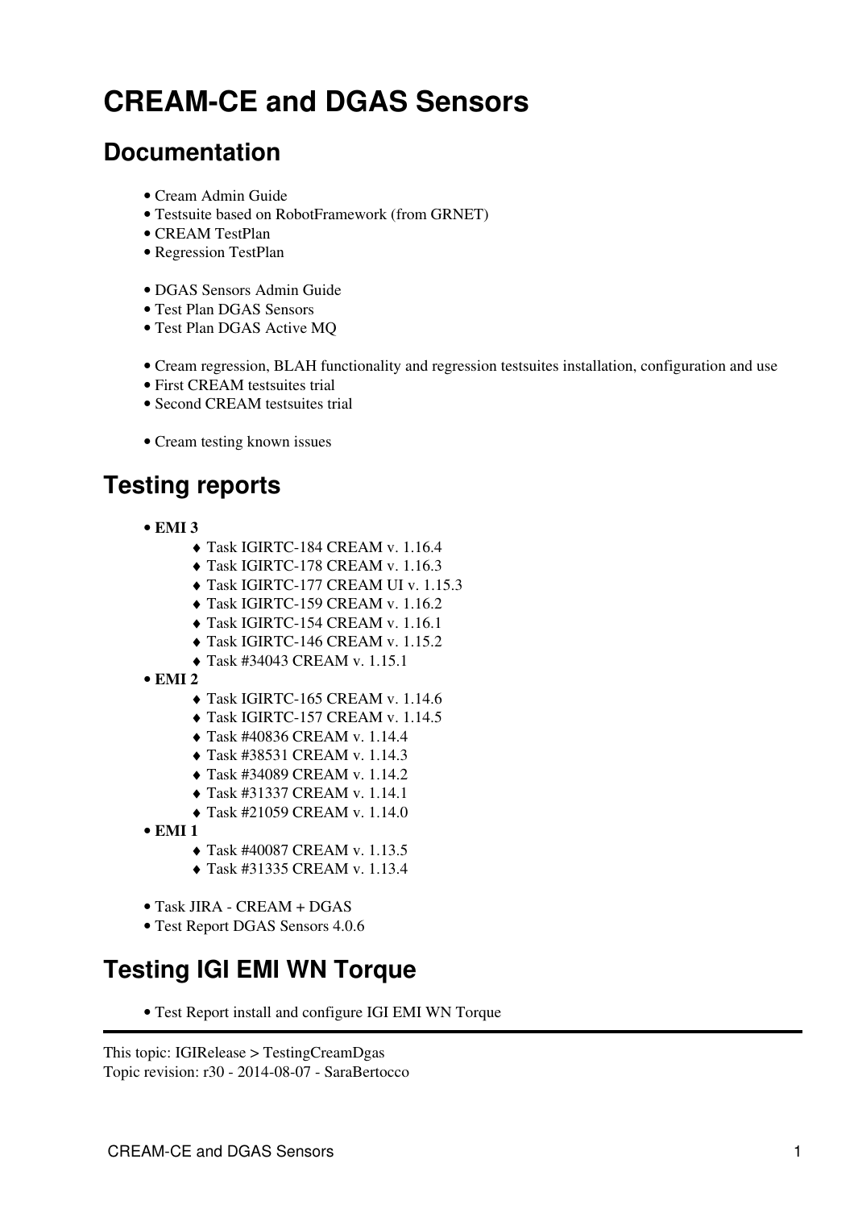# CREAM-CE and DGAS Sensors

## Documentation

- Cream Admin Guide
- Testsuite based on RobotFramework (from GRNET)
- CREAM TestPlan
- Regression TestPlan

- DGAS Sensors Admin Guide
- Test Plan DGAS Sensors
- Test Plan DGAS Active MQ

- Cream regression, BLAH functionality and regression testsuites installation, configuration and use
- First CREAM testsuites trial
- Second CREAM testsuites trial

- Cream testing known issues

## Testing reports

- **EMI 3**
    - Task IGIRTC-184 CREAM v. 1.16.4
    - Task IGIRTC-178 CREAM v. 1.16.3
    - Task IGIRTC-177 CREAM UI v. 1.15.3
    - Task IGIRTC-159 CREAM v. 1.16.2
    - Task IGIRTC-154 CREAM v. 1.16.1
    - Task IGIRTC-146 CREAM v. 1.15.2
    - Task #34043 CREAM v. 1.15.1
- **EMI 2**
    - Task IGIRTC-165 CREAM v. 1.14.6
    - Task IGIRTC-157 CREAM v. 1.14.5
    - Task #40836 CREAM v. 1.14.4
    - Task #38531 CREAM v. 1.14.3
    - Task #34089 CREAM v. 1.14.2
    - Task #31337 CREAM v. 1.14.1
    - Task #21059 CREAM v. 1.14.0
- **EMI 1**
    - Task #40087 CREAM v. 1.13.5
    - Task #31335 CREAM v. 1.13.4

- Task JIRA - CREAM + DGAS
- Test Report DGAS Sensors 4.0.6

## Testing IGI EMI WN Torque

- Test Report install and configure IGI EMI WN Torque

---

This topic: IGIRelease > TestingCreamDgas
Topic revision: r30 - 2014-08-07 - SaraBertocco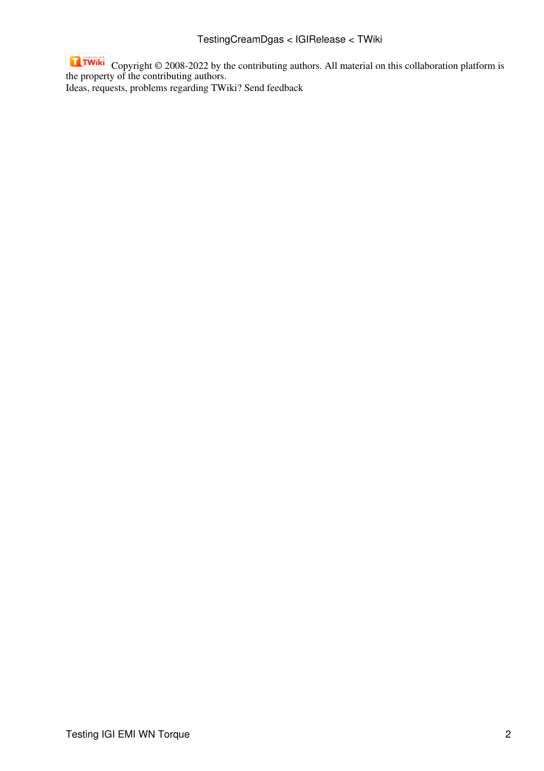Copyright © 2008-2022 by the contributing authors. All material on this collaboration platform is the property of the contributing authors.
Ideas, requests, problems regarding TWiki? Send feedback